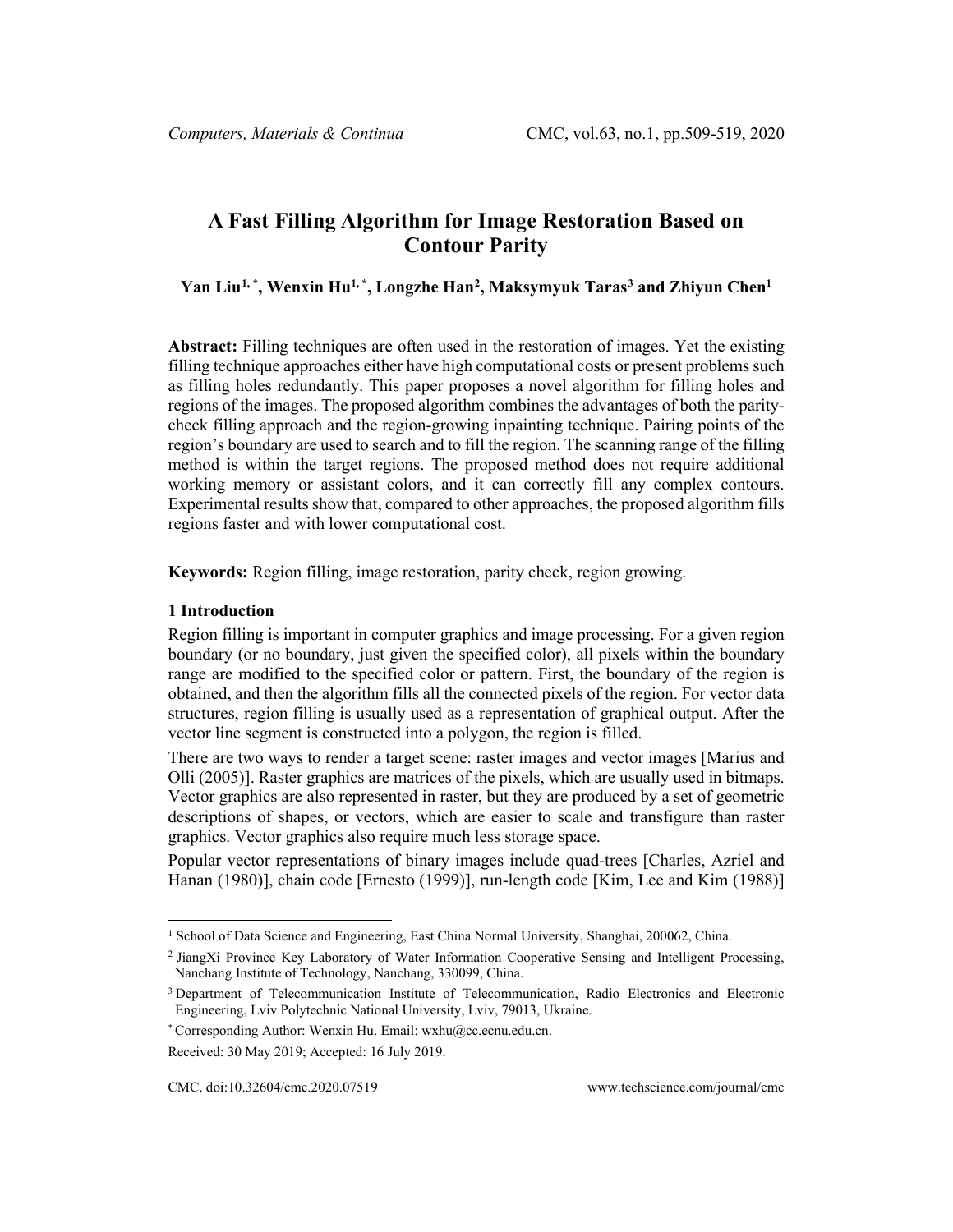# A Fast Filling Algorithm for Image Restoration Based on Contour Parity

**Yan Liu[1,*], Wenxin Hu[1,*], Longzhe Han[2], Maksymyuk Taras[3] and Zhiyun Chen[1]**

**Abstract:** Filling techniques are often used in the restoration of images. Yet the existing filling technique approaches either have high computational costs or present problems such as filling holes redundantly. This paper proposes a novel algorithm for filling holes and regions of the images. The proposed algorithm combines the advantages of both the parity-check filling approach and the region-growing inpainting technique. Pairing points of the region's boundary are used to search and to fill the region. The scanning range of the filling method is within the target regions. The proposed method does not require additional working memory or assistant colors, and it can correctly fill any complex contours. Experimental results show that, compared to other approaches, the proposed algorithm fills regions faster and with lower computational cost.

**Keywords:** Region filling, image restoration, parity check, region growing.

## 1 Introduction

Region filling is important in computer graphics and image processing. For a given region boundary (or no boundary, just given the specified color), all pixels within the boundary range are modified to the specified color or pattern. First, the boundary of the region is obtained, and then the algorithm fills all the connected pixels of the region. For vector data structures, region filling is usually used as a representation of graphical output. After the vector line segment is constructed into a polygon, the region is filled.

There are two ways to render a target scene: raster images and vector images [Marius and Olli (2005)]. Raster graphics are matrices of the pixels, which are usually used in bitmaps. Vector graphics are also represented in raster, but they are produced by a set of geometric descriptions of shapes, or vectors, which are easier to scale and transfigure than raster graphics. Vector graphics also require much less storage space.

Popular vector representations of binary images include quad-trees [Charles, Azriel and Hanan (1980)], chain code [Ernesto (1999)], run-length code [Kim, Lee and Kim (1988)]

---

[1] School of Data Science and Engineering, East China Normal University, Shanghai, 200062, China.

[2] JiangXi Province Key Laboratory of Water Information Cooperative Sensing and Intelligent Processing, Nanchang Institute of Technology, Nanchang, 330099, China.

[3] Department of Telecommunication Institute of Telecommunication, Radio Electronics and Electronic Engineering, Lviv Polytechnic National University, Lviv, 79013, Ukraine.

[*] Corresponding Author: Wenxin Hu. Email: wxhu@cc.ecnu.edu.cn.

Received: 30 May 2019; Accepted: 16 July 2019.

CMC. doi:10.32604/cmc.2020.07519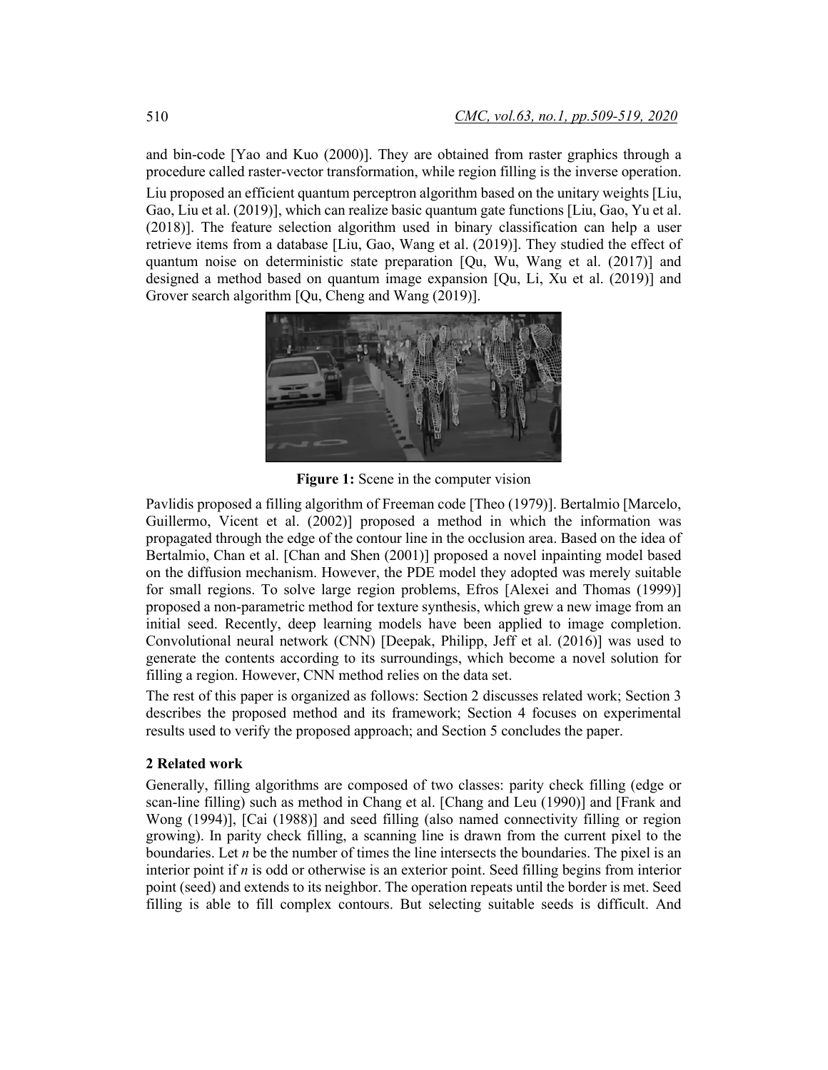and bin-code [Yao and Kuo (2000)]. They are obtained from raster graphics through a procedure called raster-vector transformation, while region filling is the inverse operation.

Liu proposed an efficient quantum perceptron algorithm based on the unitary weights [Liu, Gao, Liu et al. (2019)], which can realize basic quantum gate functions [Liu, Gao, Yu et al. (2018)]. The feature selection algorithm used in binary classification can help a user retrieve items from a database [Liu, Gao, Wang et al. (2019)]. They studied the effect of quantum noise on deterministic state preparation [Qu, Wu, Wang et al. (2017)] and designed a method based on quantum image expansion [Qu, Li, Xu et al. (2019)] and Grover search algorithm [Qu, Cheng and Wang (2019)].

**Figure 1:** Scene in the computer vision

Pavlidis proposed a filling algorithm of Freeman code [Theo (1979)]. Bertalmio [Marcelo, Guillermo, Vicent et al. (2002)] proposed a method in which the information was propagated through the edge of the contour line in the occlusion area. Based on the idea of Bertalmio, Chan et al. [Chan and Shen (2001)] proposed a novel inpainting model based on the diffusion mechanism. However, the PDE model they adopted was merely suitable for small regions. To solve large region problems, Efros [Alexei and Thomas (1999)] proposed a non-parametric method for texture synthesis, which grew a new image from an initial seed. Recently, deep learning models have been applied to image completion. Convolutional neural network (CNN) [Deepak, Philipp, Jeff et al. (2016)] was used to generate the contents according to its surroundings, which become a novel solution for filling a region. However, CNN method relies on the data set.

The rest of this paper is organized as follows: Section 2 discusses related work; Section 3 describes the proposed method and its framework; Section 4 focuses on experimental results used to verify the proposed approach; and Section 5 concludes the paper.

## 2 Related work

Generally, filling algorithms are composed of two classes: parity check filling (edge or scan-line filling) such as method in Chang et al. [Chang and Leu (1990)] and [Frank and Wong (1994)], [Cai (1988)] and seed filling (also named connectivity filling or region growing). In parity check filling, a scanning line is drawn from the current pixel to the boundaries. Let $n$ be the number of times the line intersects the boundaries. The pixel is an interior point if $n$ is odd or otherwise is an exterior point. Seed filling begins from interior point (seed) and extends to its neighbor. The operation repeats until the border is met. Seed filling is able to fill complex contours. But selecting suitable seeds is difficult. And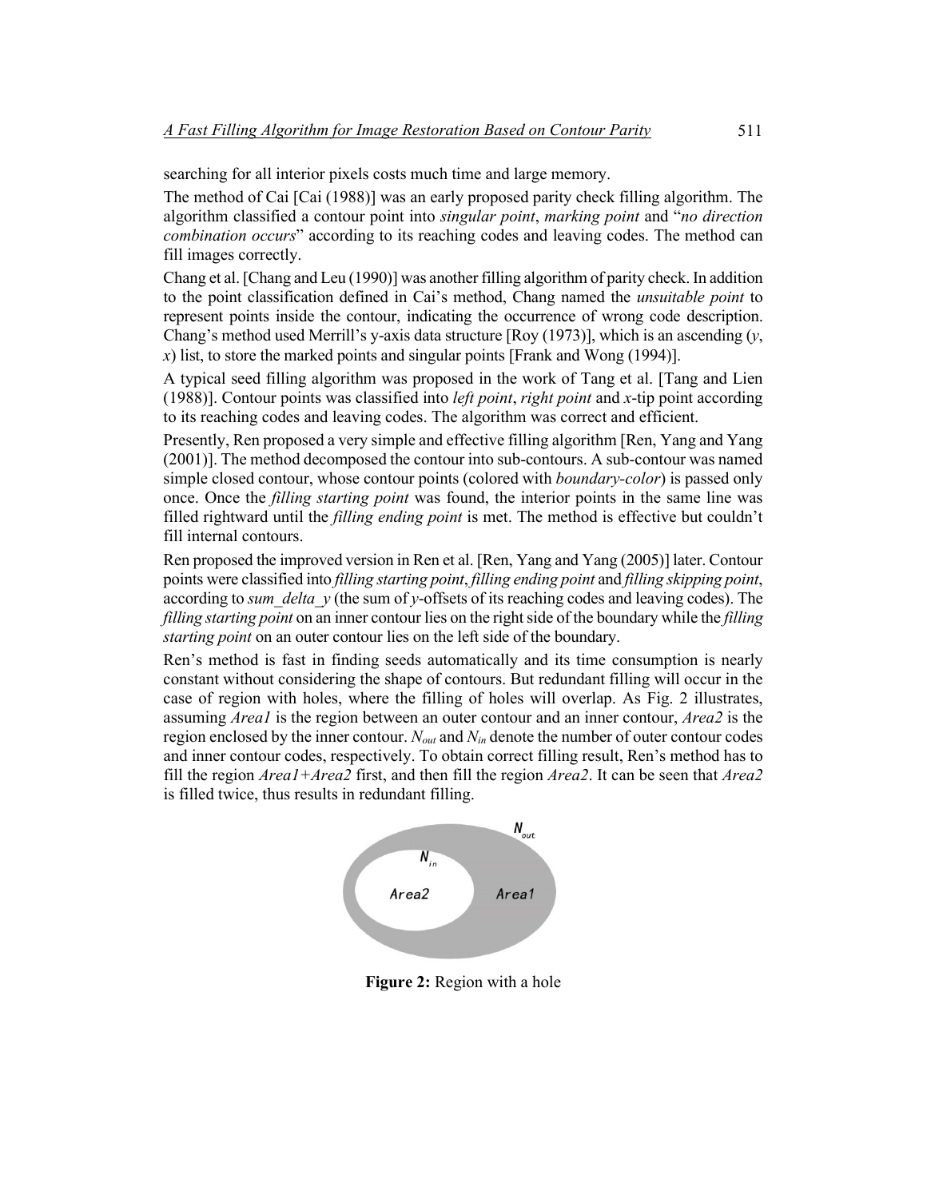searching for all interior pixels costs much time and large memory.

The method of Cai [Cai (1988)] was an early proposed parity check filling algorithm. The algorithm classified a contour point into *singular point*, *marking point* and "*no direction combination occurs*" according to its reaching codes and leaving codes. The method can fill images correctly.

Chang et al. [Chang and Leu (1990)] was another filling algorithm of parity check. In addition to the point classification defined in Cai's method, Chang named the *unsuitable point* to represent points inside the contour, indicating the occurrence of wrong code description. Chang's method used Merrill's y-axis data structure [Roy (1973)], which is an ascending ($y$, $x$) list, to store the marked points and singular points [Frank and Wong (1994)].

A typical seed filling algorithm was proposed in the work of Tang et al. [Tang and Lien (1988)]. Contour points was classified into *left point*, *right point* and $x$-tip point according to its reaching codes and leaving codes. The algorithm was correct and efficient.

Presently, Ren proposed a very simple and effective filling algorithm [Ren, Yang and Yang (2001)]. The method decomposed the contour into sub-contours. A sub-contour was named simple closed contour, whose contour points (colored with *boundary-color*) is passed only once. Once the *filling starting point* was found, the interior points in the same line was filled rightward until the *filling ending point* is met. The method is effective but couldn't fill internal contours.

Ren proposed the improved version in Ren et al. [Ren, Yang and Yang (2005)] later. Contour points were classified into *filling starting point*, *filling ending point* and *filling skipping point*, according to *sum_delta_y* (the sum of $y$-offsets of its reaching codes and leaving codes). The *filling starting point* on an inner contour lies on the right side of the boundary while the *filling starting point* on an outer contour lies on the left side of the boundary.

Ren's method is fast in finding seeds automatically and its time consumption is nearly constant without considering the shape of contours. But redundant filling will occur in the case of region with holes, where the filling of holes will overlap. As Fig. 2 illustrates, assuming *Area1* is the region between an outer contour and an inner contour, *Area2* is the region enclosed by the inner contour. $N_{out}$ and $N_{in}$ denote the number of outer contour codes and inner contour codes, respectively. To obtain correct filling result, Ren's method has to fill the region *Area1+Area2* first, and then fill the region *Area2*. It can be seen that *Area2* is filled twice, thus results in redundant filling.

**Figure 2:** Region with a hole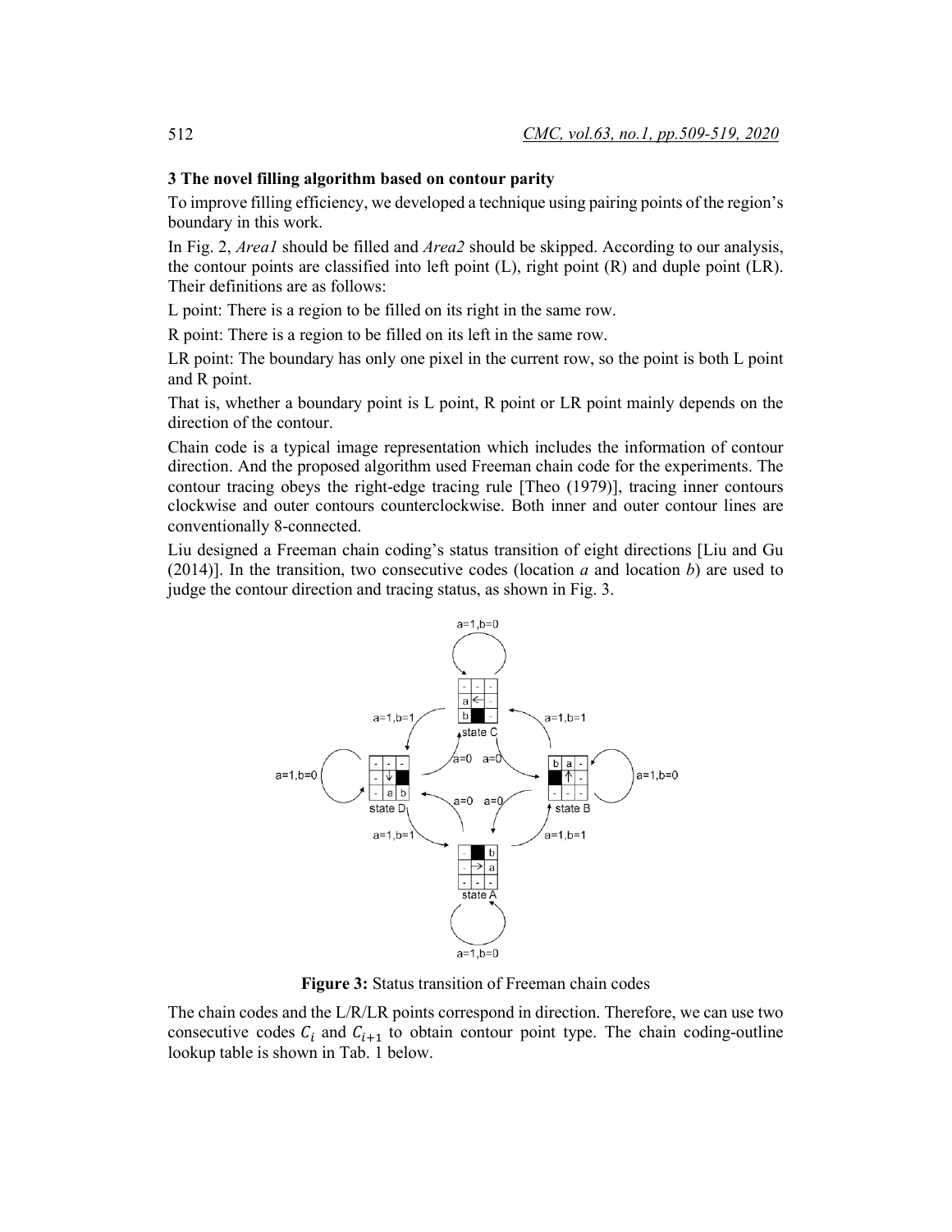### 3 The novel filling algorithm based on contour parity

To improve filling efficiency, we developed a technique using pairing points of the region's boundary in this work.

In Fig. 2, *Area1* should be filled and *Area2* should be skipped. According to our analysis, the contour points are classified into left point (L), right point (R) and duple point (LR). Their definitions are as follows:

L point: There is a region to be filled on its right in the same row.

R point: There is a region to be filled on its left in the same row.

LR point: The boundary has only one pixel in the current row, so the point is both L point and R point.

That is, whether a boundary point is L point, R point or LR point mainly depends on the direction of the contour.

Chain code is a typical image representation which includes the information of contour direction. And the proposed algorithm used Freeman chain code for the experiments. The contour tracing obeys the right-edge tracing rule [Theo (1979)], tracing inner contours clockwise and outer contours counterclockwise. Both inner and outer contour lines are conventionally 8-connected.

Liu designed a Freeman chain coding's status transition of eight directions [Liu and Gu (2014)]. In the transition, two consecutive codes (location *a* and location *b*) are used to judge the contour direction and tracing status, as shown in Fig. 3.

**Figure 3:** Status transition of Freeman chain codes

The chain codes and the L/R/LR points correspond in direction. Therefore, we can use two consecutive codes $C_i$ and $C_{i+1}$ to obtain contour point type. The chain coding-outline lookup table is shown in Tab. 1 below.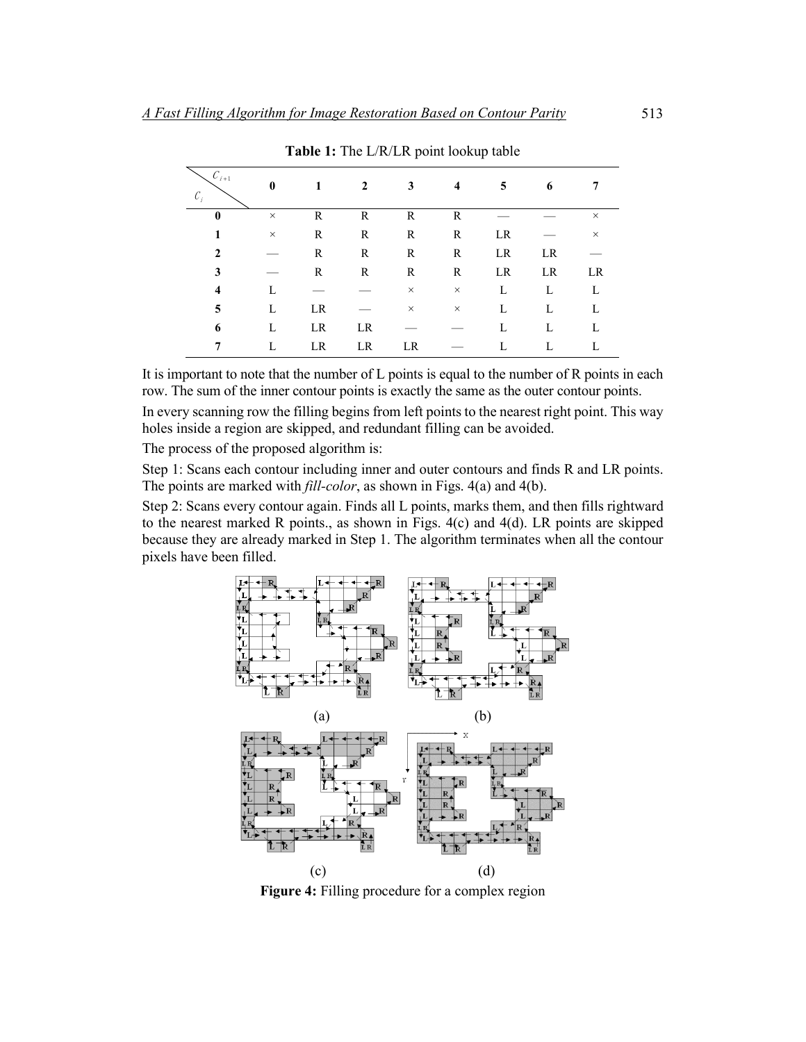**Table 1:** The L/R/LR point lookup table

| $C_i$ \ $C_{i+1}$ | **0** | **1** | **2** | **3** | **4** | **5** | **6** | **7** |
|---|---|---|---|---|---|---|---|---|
| **0** | × | R | R | R | R | — | — | × |
| **1** | × | R | R | R | R | LR | — | × |
| **2** | — | R | R | R | R | LR | LR | — |
| **3** | — | R | R | R | R | LR | LR | LR |
| **4** | L | — | — | × | × | L | L | L |
| **5** | L | LR | — | × | × | L | L | L |
| **6** | L | LR | LR | — | — | L | L | L |
| **7** | L | LR | LR | LR | — | L | L | L |

It is important to note that the number of L points is equal to the number of R points in each row. The sum of the inner contour points is exactly the same as the outer contour points.

In every scanning row the filling begins from left points to the nearest right point. This way holes inside a region are skipped, and redundant filling can be avoided.

The process of the proposed algorithm is:

Step 1: Scans each contour including inner and outer contours and finds R and LR points. The points are marked with *fill-color*, as shown in Figs. 4(a) and 4(b).

Step 2: Scans every contour again. Finds all L points, marks them, and then fills rightward to the nearest marked R points., as shown in Figs. 4(c) and 4(d). LR points are skipped because they are already marked in Step 1. The algorithm terminates when all the contour pixels have been filled.

(a) (b)

(c) (d)

**Figure 4:** Filling procedure for a complex region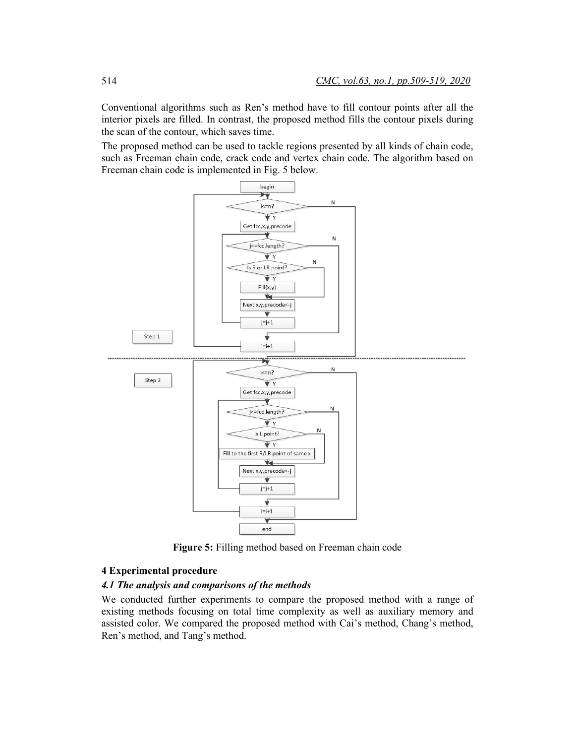Conventional algorithms such as Ren's method have to fill contour points after all the interior pixels are filled. In contrast, the proposed method fills the contour pixels during the scan of the contour, which saves time.

The proposed method can be used to tackle regions presented by all kinds of chain code, such as Freeman chain code, crack code and vertex chain code. The algorithm based on Freeman chain code is implemented in Fig. 5 below.

**Figure 5:** Filling method based on Freeman chain code

## 4 Experimental procedure

### *4.1 The analysis and comparisons of the methods*

We conducted further experiments to compare the proposed method with a range of existing methods focusing on total time complexity as well as auxiliary memory and assisted color. We compared the proposed method with Cai's method, Chang's method, Ren's method, and Tang's method.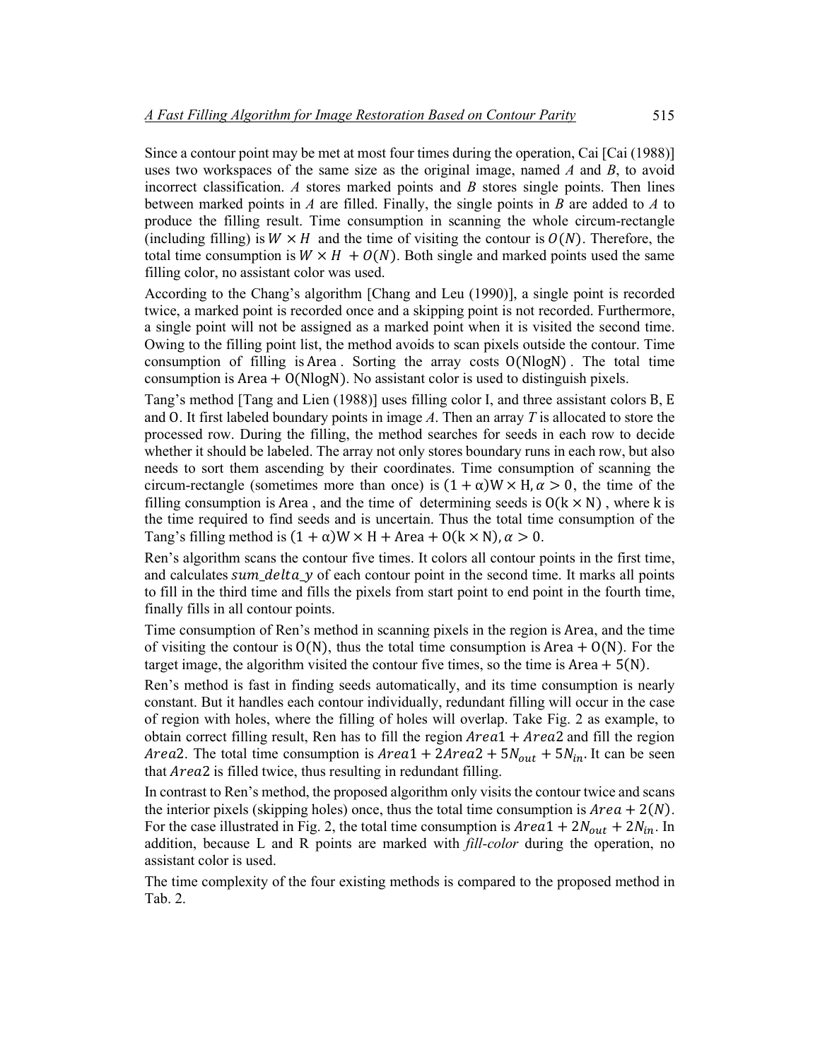Since a contour point may be met at most four times during the operation, Cai [Cai (1988)] uses two workspaces of the same size as the original image, named *A* and *B*, to avoid incorrect classification. *A* stores marked points and *B* stores single points. Then lines between marked points in *A* are filled. Finally, the single points in *B* are added to *A* to produce the filling result. Time consumption in scanning the whole circum-rectangle (including filling) is $W \times H$ and the time of visiting the contour is $O(N)$. Therefore, the total time consumption is $W \times H + O(N)$. Both single and marked points used the same filling color, no assistant color was used.

According to the Chang's algorithm [Chang and Leu (1990)], a single point is recorded twice, a marked point is recorded once and a skipping point is not recorded. Furthermore, a single point will not be assigned as a marked point when it is visited the second time. Owing to the filling point list, the method avoids to scan pixels outside the contour. Time consumption of filling is $\mathrm{Area}$. Sorting the array costs $\mathrm{O(NlogN)}$. The total time consumption is $\mathrm{Area} + \mathrm{O(NlogN)}$. No assistant color is used to distinguish pixels.

Tang's method [Tang and Lien (1988)] uses filling color I, and three assistant colors B, E and O. It first labeled boundary points in image *A*. Then an array *T* is allocated to store the processed row. During the filling, the method searches for seeds in each row to decide whether it should be labeled. The array not only stores boundary runs in each row, but also needs to sort them ascending by their coordinates. Time consumption of scanning the circum-rectangle (sometimes more than once) is $(1 + \alpha)\mathrm{W} \times \mathrm{H}, \alpha > 0$, the time of the filling consumption is Area, and the time of determining seeds is $\mathrm{O}(\mathrm{k} \times \mathrm{N})$, where k is the time required to find seeds and is uncertain. Thus the total time consumption of the Tang's filling method is $(1 + \alpha)\mathrm{W} \times \mathrm{H} + \mathrm{Area} + \mathrm{O}(\mathrm{k} \times \mathrm{N}), \alpha > 0$.

Ren's algorithm scans the contour five times. It colors all contour points in the first time, and calculates $sum\_delta\_y$ of each contour point in the second time. It marks all points to fill in the third time and fills the pixels from start point to end point in the fourth time, finally fills in all contour points.

Time consumption of Ren's method in scanning pixels in the region is Area, and the time of visiting the contour is $\mathrm{O(N)}$, thus the total time consumption is $\mathrm{Area} + \mathrm{O(N)}$. For the target image, the algorithm visited the contour five times, so the time is $\mathrm{Area} + 5(\mathrm{N})$.

Ren's method is fast in finding seeds automatically, and its time consumption is nearly constant. But it handles each contour individually, redundant filling will occur in the case of region with holes, where the filling of holes will overlap. Take Fig. 2 as example, to obtain correct filling result, Ren has to fill the region $Area1 + Area2$ and fill the region $Area2$. The total time consumption is $Area1 + 2Area2 + 5N_{out} + 5N_{in}$. It can be seen that $Area2$ is filled twice, thus resulting in redundant filling.

In contrast to Ren's method, the proposed algorithm only visits the contour twice and scans the interior pixels (skipping holes) once, thus the total time consumption is $Area + 2(N)$. For the case illustrated in Fig. 2, the total time consumption is $Area1 + 2N_{out} + 2N_{in}$. In addition, because L and R points are marked with *fill-color* during the operation, no assistant color is used.

The time complexity of the four existing methods is compared to the proposed method in Tab. 2.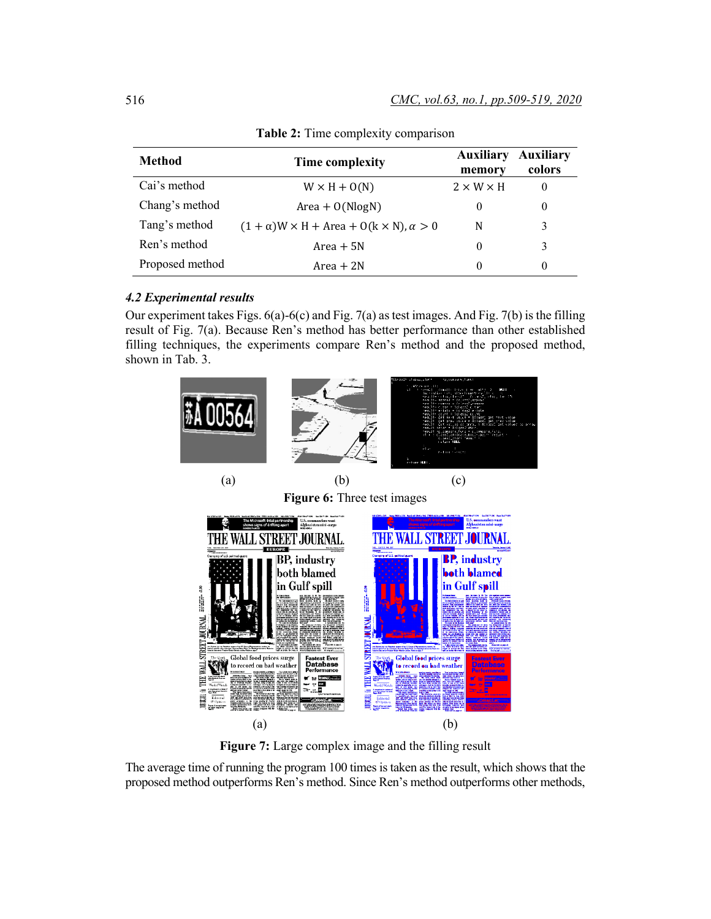**Table 2:** Time complexity comparison

| Method | Time complexity | Auxiliary memory | Auxiliary colors |
|---|---|---|---|
| Cai's method | $W \times H + O(N)$ | $2 \times W \times H$ | 0 |
| Chang's method | $Area + O(N\log N)$ | 0 | 0 |
| Tang's method | $(1+\alpha)W \times H + Area + O(k \times N), \alpha > 0$ | N | 3 |
| Ren's method | $Area + 5N$ | 0 | 3 |
| Proposed method | $Area + 2N$ | 0 | 0 |

### *4.2 Experimental results*

Our experiment takes Figs. 6(a)-6(c) and Fig. 7(a) as test images. And Fig. 7(b) is the filling result of Fig. 7(a). Because Ren's method has better performance than other established filling techniques, the experiments compare Ren's method and the proposed method, shown in Tab. 3.

(a) (b) (c)

**Figure 6:** Three test images

(a) (b)

**Figure 7:** Large complex image and the filling result

The average time of running the program 100 times is taken as the result, which shows that the proposed method outperforms Ren's method. Since Ren's method outperforms other methods,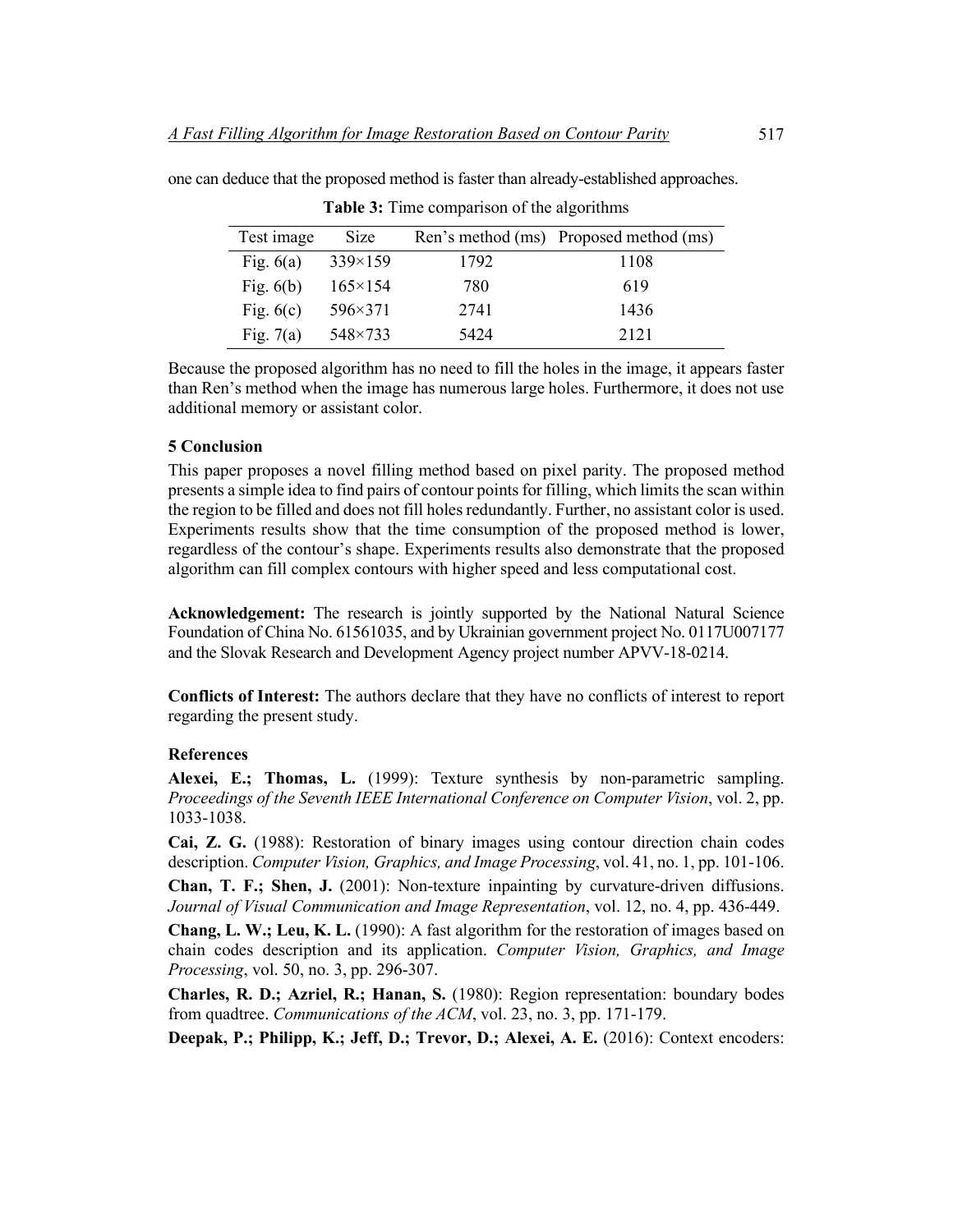one can deduce that the proposed method is faster than already-established approaches.

**Table 3:** Time comparison of the algorithms

| Test image | Size | Ren's method (ms) | Proposed method (ms) |
|---|---|---|---|
| Fig. 6(a) | 339×159 | 1792 | 1108 |
| Fig. 6(b) | 165×154 | 780 | 619 |
| Fig. 6(c) | 596×371 | 2741 | 1436 |
| Fig. 7(a) | 548×733 | 5424 | 2121 |

Because the proposed algorithm has no need to fill the holes in the image, it appears faster than Ren's method when the image has numerous large holes. Furthermore, it does not use additional memory or assistant color.

### 5 Conclusion

This paper proposes a novel filling method based on pixel parity. The proposed method presents a simple idea to find pairs of contour points for filling, which limits the scan within the region to be filled and does not fill holes redundantly. Further, no assistant color is used. Experiments results show that the time consumption of the proposed method is lower, regardless of the contour's shape. Experiments results also demonstrate that the proposed algorithm can fill complex contours with higher speed and less computational cost.

**Acknowledgement:** The research is jointly supported by the National Natural Science Foundation of China No. 61561035, and by Ukrainian government project No. 0117U007177 and the Slovak Research and Development Agency project number APVV-18-0214.

**Conflicts of Interest:** The authors declare that they have no conflicts of interest to report regarding the present study.

### References

**Alexei, E.; Thomas, L.** (1999): Texture synthesis by non-parametric sampling. *Proceedings of the Seventh IEEE International Conference on Computer Vision*, vol. 2, pp. 1033-1038.

**Cai, Z. G.** (1988): Restoration of binary images using contour direction chain codes description. *Computer Vision, Graphics, and Image Processing*, vol. 41, no. 1, pp. 101-106.

**Chan, T. F.; Shen, J.** (2001): Non-texture inpainting by curvature-driven diffusions. *Journal of Visual Communication and Image Representation*, vol. 12, no. 4, pp. 436-449.

**Chang, L. W.; Leu, K. L.** (1990): A fast algorithm for the restoration of images based on chain codes description and its application. *Computer Vision, Graphics, and Image Processing*, vol. 50, no. 3, pp. 296-307.

**Charles, R. D.; Azriel, R.; Hanan, S.** (1980): Region representation: boundary bodes from quadtree. *Communications of the ACM*, vol. 23, no. 3, pp. 171-179.

**Deepak, P.; Philipp, K.; Jeff, D.; Trevor, D.; Alexei, A. E.** (2016): Context encoders: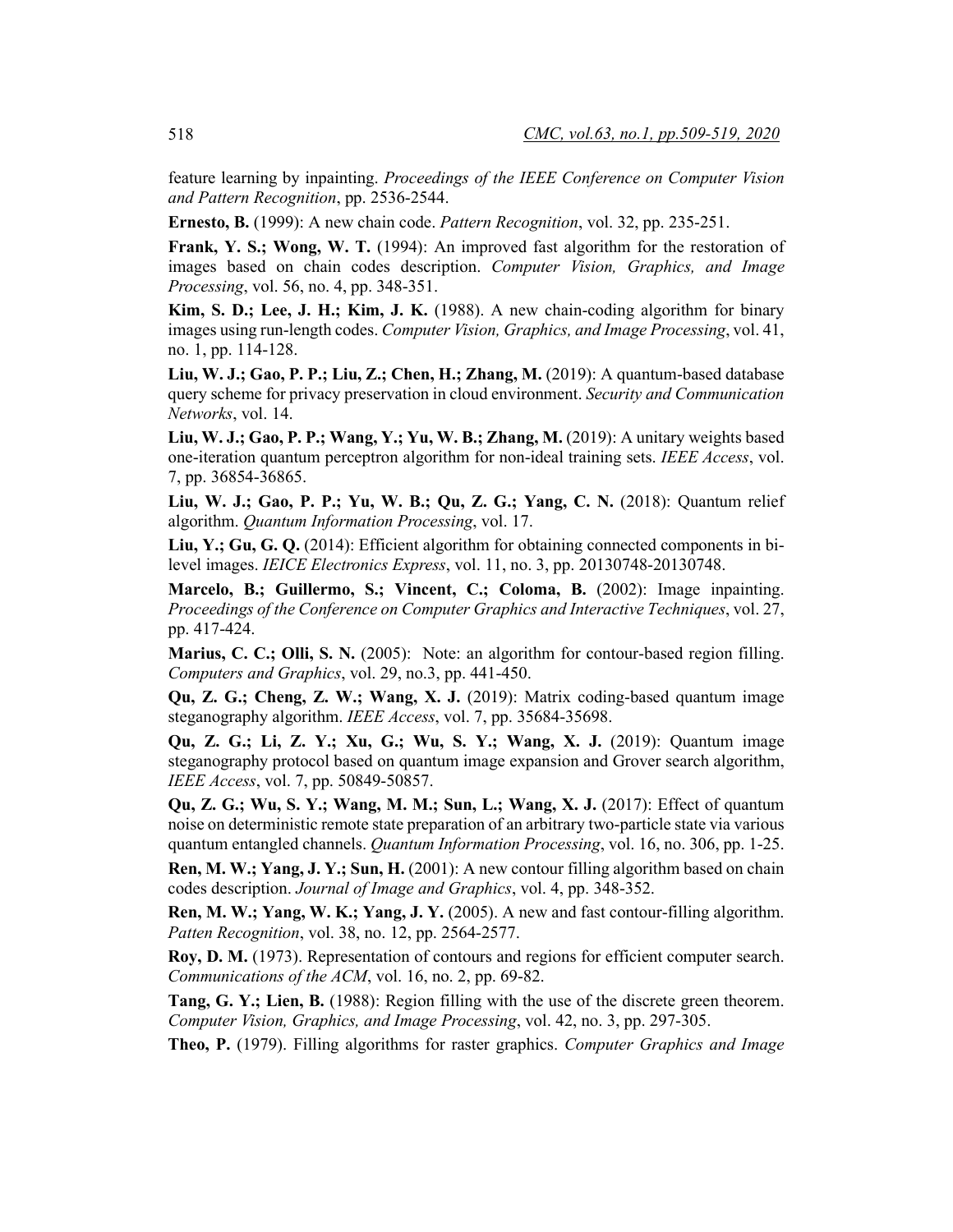feature learning by inpainting. *Proceedings of the IEEE Conference on Computer Vision and Pattern Recognition*, pp. 2536-2544.

**Ernesto, B.** (1999): A new chain code. *Pattern Recognition*, vol. 32, pp. 235-251.

**Frank, Y. S.; Wong, W. T.** (1994): An improved fast algorithm for the restoration of images based on chain codes description. *Computer Vision, Graphics, and Image Processing*, vol. 56, no. 4, pp. 348-351.

**Kim, S. D.; Lee, J. H.; Kim, J. K.** (1988). A new chain-coding algorithm for binary images using run-length codes. *Computer Vision, Graphics, and Image Processing*, vol. 41, no. 1, pp. 114-128.

**Liu, W. J.; Gao, P. P.; Liu, Z.; Chen, H.; Zhang, M.** (2019): A quantum-based database query scheme for privacy preservation in cloud environment. *Security and Communication Networks*, vol. 14.

**Liu, W. J.; Gao, P. P.; Wang, Y.; Yu, W. B.; Zhang, M.** (2019): A unitary weights based one-iteration quantum perceptron algorithm for non-ideal training sets. *IEEE Access*, vol. 7, pp. 36854-36865.

**Liu, W. J.; Gao, P. P.; Yu, W. B.; Qu, Z. G.; Yang, C. N.** (2018): Quantum relief algorithm. *Quantum Information Processing*, vol. 17.

**Liu, Y.; Gu, G. Q.** (2014): Efficient algorithm for obtaining connected components in bi-level images. *IEICE Electronics Express*, vol. 11, no. 3, pp. 20130748-20130748.

**Marcelo, B.; Guillermo, S.; Vincent, C.; Coloma, B.** (2002): Image inpainting. *Proceedings of the Conference on Computer Graphics and Interactive Techniques*, vol. 27, pp. 417-424.

**Marius, C. C.; Olli, S. N.** (2005): Note: an algorithm for contour-based region filling. *Computers and Graphics*, vol. 29, no.3, pp. 441-450.

**Qu, Z. G.; Cheng, Z. W.; Wang, X. J.** (2019): Matrix coding-based quantum image steganography algorithm. *IEEE Access*, vol. 7, pp. 35684-35698.

**Qu, Z. G.; Li, Z. Y.; Xu, G.; Wu, S. Y.; Wang, X. J.** (2019): Quantum image steganography protocol based on quantum image expansion and Grover search algorithm, *IEEE Access*, vol. 7, pp. 50849-50857.

**Qu, Z. G.; Wu, S. Y.; Wang, M. M.; Sun, L.; Wang, X. J.** (2017): Effect of quantum noise on deterministic remote state preparation of an arbitrary two-particle state via various quantum entangled channels. *Quantum Information Processing*, vol. 16, no. 306, pp. 1-25.

**Ren, M. W.; Yang, J. Y.; Sun, H.** (2001): A new contour filling algorithm based on chain codes description. *Journal of Image and Graphics*, vol. 4, pp. 348-352.

**Ren, M. W.; Yang, W. K.; Yang, J. Y.** (2005). A new and fast contour-filling algorithm. *Patten Recognition*, vol. 38, no. 12, pp. 2564-2577.

**Roy, D. M.** (1973). Representation of contours and regions for efficient computer search. *Communications of the ACM*, vol. 16, no. 2, pp. 69-82.

**Tang, G. Y.; Lien, B.** (1988): Region filling with the use of the discrete green theorem. *Computer Vision, Graphics, and Image Processing*, vol. 42, no. 3, pp. 297-305.

**Theo, P.** (1979). Filling algorithms for raster graphics. *Computer Graphics and Image*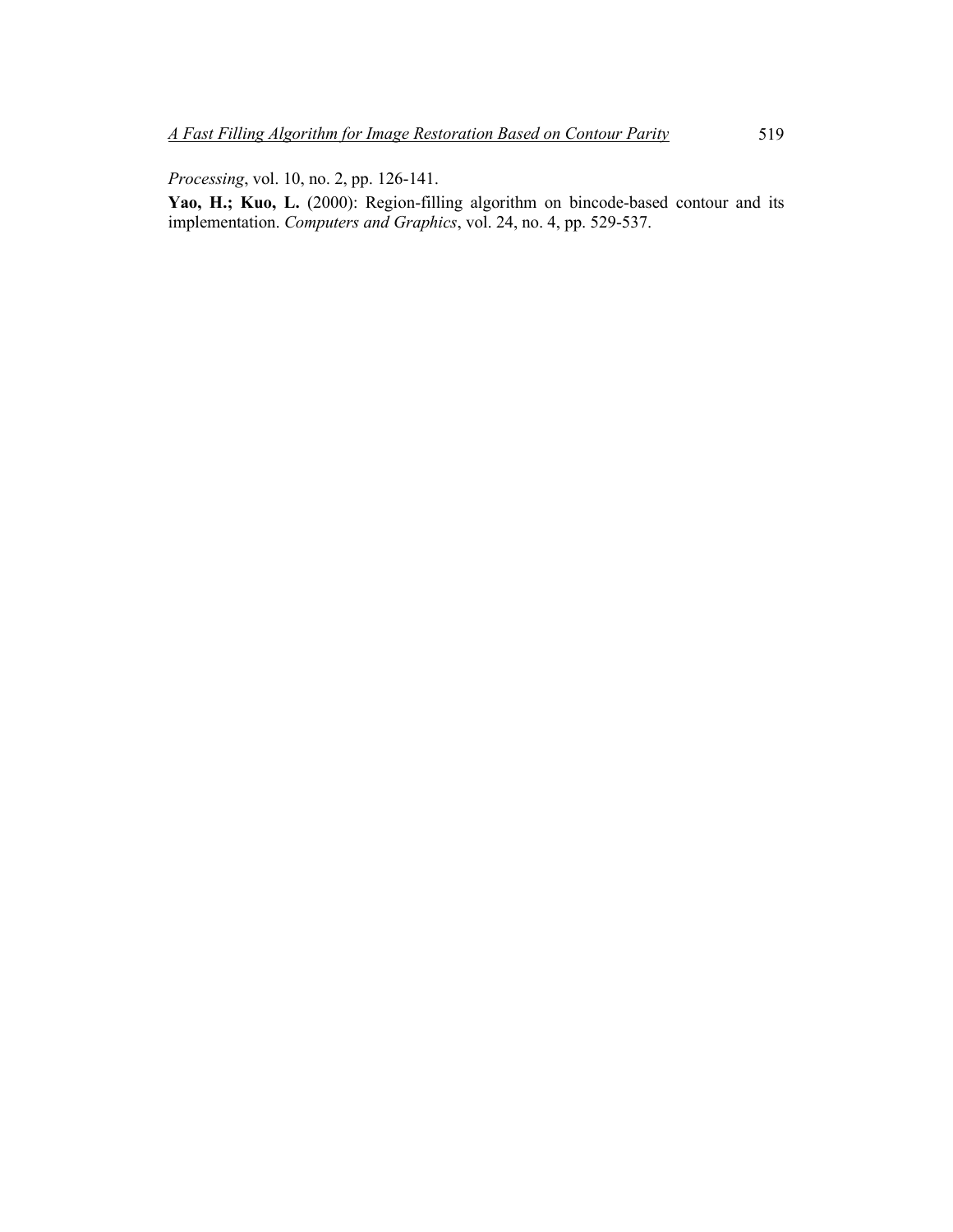*Processing*, vol. 10, no. 2, pp. 126-141.

**Yao, H.; Kuo, L.** (2000): Region-filling algorithm on bincode-based contour and its implementation. *Computers and Graphics*, vol. 24, no. 4, pp. 529-537.